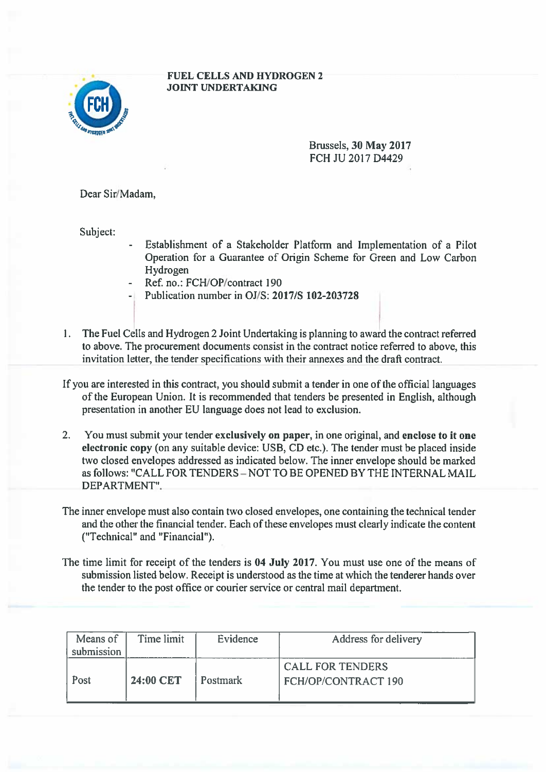**FUEL CELLS AND HYDROGEN 2 JOINT UNDERTAKING**

Brussels, **30 May 2017**
FCH JU 2017 D4429

Dear Sir/Madam,

Subject:

- Establishment of a Stakeholder Platform and Implementation of a Pilot Operation for a Guarantee of Origin Scheme for Green and Low Carbon Hydrogen
- Ref. no.: FCH/OP/contract 190
- Publication number in OJ/S: **2017/S 102-203728**

1. The Fuel Cells and Hydrogen 2 Joint Undertaking is planning to award the contract referred to above. The procurement documents consist in the contract notice referred to above, this invitation letter, the tender specifications with their annexes and the draft contract.

If you are interested in this contract, you should submit a tender in one of the official languages of the European Union. It is recommended that tenders be presented in English, although presentation in another EU language does not lead to exclusion.

2. You must submit your tender **exclusively on paper**, in one original, and **enclose to it one electronic copy** (on any suitable device: USB, CD etc.). The tender must be placed inside two closed envelopes addressed as indicated below. The inner envelope should be marked as follows: "CALL FOR TENDERS – NOT TO BE OPENED BY THE INTERNAL MAIL DEPARTMENT".

The inner envelope must also contain two closed envelopes, one containing the technical tender and the other the financial tender. Each of these envelopes must clearly indicate the content ("Technical" and "Financial").

The time limit for receipt of the tenders is **04 July 2017**. You must use one of the means of submission listed below. Receipt is understood as the time at which the tenderer hands over the tender to the post office or courier service or central mail department.

| Means of submission | Time limit | Evidence | Address for delivery |
|---|---|---|---|
| Post | **24:00 CET** | Postmark | CALL FOR TENDERS FCH/OP/CONTRACT 190 |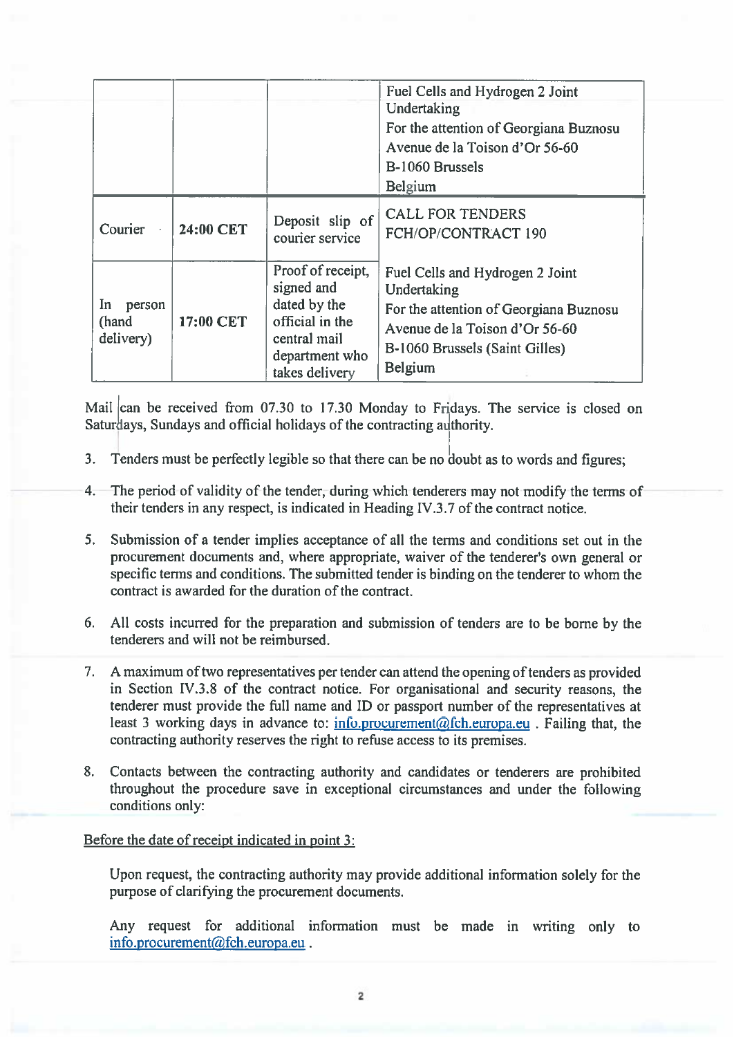| | | | |
|---|---|---|---|
| | | | Fuel Cells and Hydrogen 2 Joint Undertaking<br>For the attention of Georgiana Buznosu<br>Avenue de la Toison d'Or 56-60<br>B-1060 Brussels<br>Belgium |
| Courier | 24:00 CET | Deposit slip of courier service | CALL FOR TENDERS<br>FCH/OP/CONTRACT 190 |
| In person (hand delivery) | 17:00 CET | Proof of receipt, signed and dated by the official in the central mail department who takes delivery | Fuel Cells and Hydrogen 2 Joint Undertaking<br>For the attention of Georgiana Buznosu<br>Avenue de la Toison d'Or 56-60<br>B-1060 Brussels (Saint Gilles)<br>Belgium |

Mail can be received from 07.30 to 17.30 Monday to Fridays. The service is closed on Saturdays, Sundays and official holidays of the contracting authority.

3. Tenders must be perfectly legible so that there can be no doubt as to words and figures;

4. The period of validity of the tender, during which tenderers may not modify the terms of their tenders in any respect, is indicated in Heading IV.3.7 of the contract notice.

5. Submission of a tender implies acceptance of all the terms and conditions set out in the procurement documents and, where appropriate, waiver of the tenderer's own general or specific terms and conditions. The submitted tender is binding on the tenderer to whom the contract is awarded for the duration of the contract.

6. All costs incurred for the preparation and submission of tenders are to be borne by the tenderers and will not be reimbursed.

7. A maximum of two representatives per tender can attend the opening of tenders as provided in Section IV.3.8 of the contract notice. For organisational and security reasons, the tenderer must provide the full name and ID or passport number of the representatives at least 3 working days in advance to: info.procurement@fch.europa.eu . Failing that, the contracting authority reserves the right to refuse access to its premises.

8. Contacts between the contracting authority and candidates or tenderers are prohibited throughout the procedure save in exceptional circumstances and under the following conditions only:

<u>Before the date of receipt indicated in point 3:</u>

Upon request, the contracting authority may provide additional information solely for the purpose of clarifying the procurement documents.

Any request for additional information must be made in writing only to info.procurement@fch.europa.eu .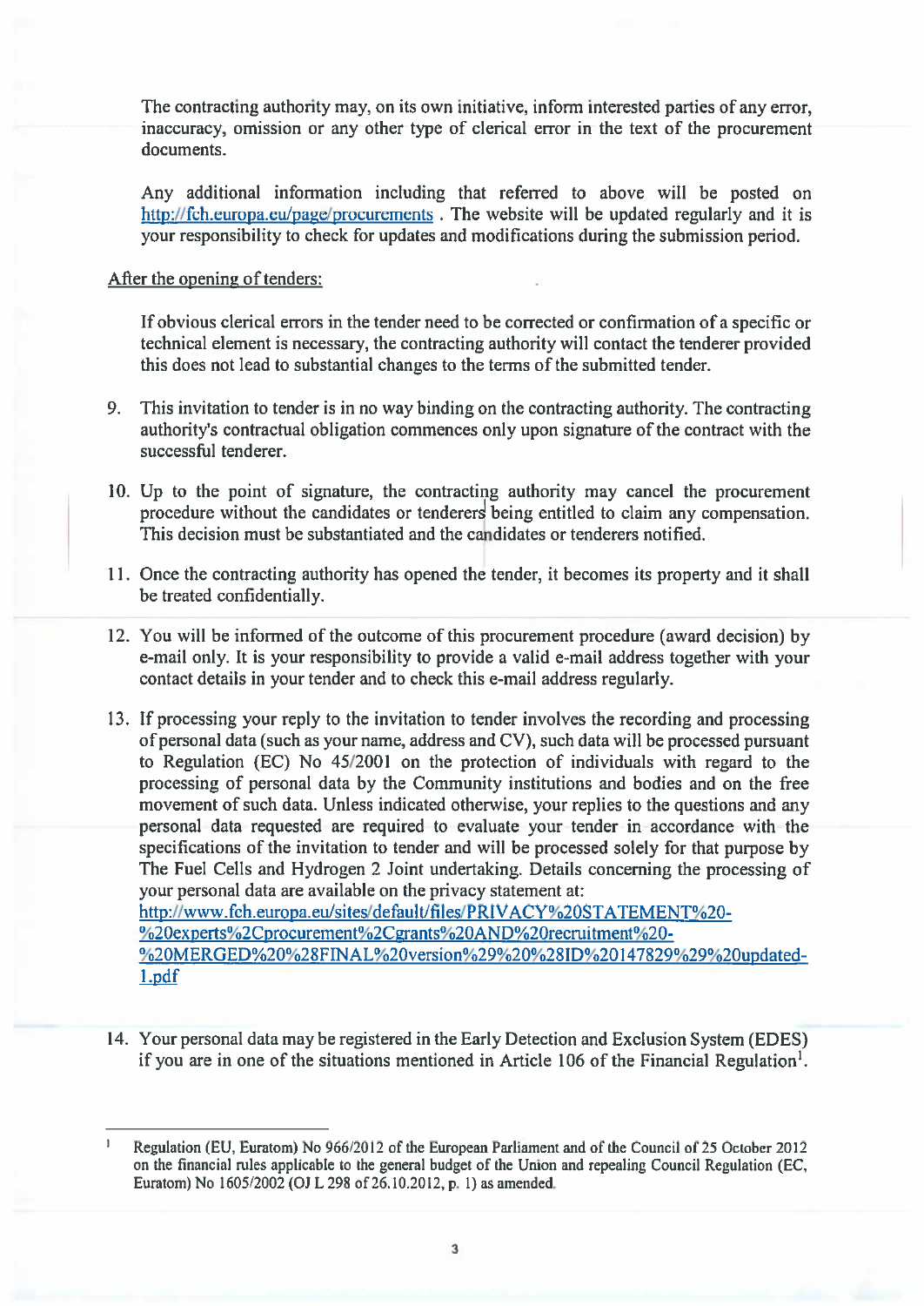The contracting authority may, on its own initiative, inform interested parties of any error, inaccuracy, omission or any other type of clerical error in the text of the procurement documents.

Any additional information including that referred to above will be posted on http://fch.europa.eu/page/procurements . The website will be updated regularly and it is your responsibility to check for updates and modifications during the submission period.

After the opening of tenders:

If obvious clerical errors in the tender need to be corrected or confirmation of a specific or technical element is necessary, the contracting authority will contact the tenderer provided this does not lead to substantial changes to the terms of the submitted tender.

9. This invitation to tender is in no way binding on the contracting authority. The contracting authority's contractual obligation commences only upon signature of the contract with the successful tenderer.

10. Up to the point of signature, the contracting authority may cancel the procurement procedure without the candidates or tenderers being entitled to claim any compensation. This decision must be substantiated and the candidates or tenderers notified.

11. Once the contracting authority has opened the tender, it becomes its property and it shall be treated confidentially.

12. You will be informed of the outcome of this procurement procedure (award decision) by e-mail only. It is your responsibility to provide a valid e-mail address together with your contact details in your tender and to check this e-mail address regularly.

13. If processing your reply to the invitation to tender involves the recording and processing of personal data (such as your name, address and CV), such data will be processed pursuant to Regulation (EC) No 45/2001 on the protection of individuals with regard to the processing of personal data by the Community institutions and bodies and on the free movement of such data. Unless indicated otherwise, your replies to the questions and any personal data requested are required to evaluate your tender in accordance with the specifications of the invitation to tender and will be processed solely for that purpose by The Fuel Cells and Hydrogen 2 Joint undertaking. Details concerning the processing of your personal data are available on the privacy statement at: http://www.fch.europa.eu/sites/default/files/PRIVACY%20STATEMENT%20-%20experts%2Cprocurement%2Cgrants%20AND%20recruitment%20-%20MERGED%20%28FINAL%20version%29%20%28ID%20147829%29%20updated-1.pdf

14. Your personal data may be registered in the Early Detection and Exclusion System (EDES) if you are in one of the situations mentioned in Article 106 of the Financial Regulation[1].

[1] Regulation (EU, Euratom) No 966/2012 of the European Parliament and of the Council of 25 October 2012 on the financial rules applicable to the general budget of the Union and repealing Council Regulation (EC, Euratom) No 1605/2002 (OJ L 298 of 26.10.2012, p. 1) as amended.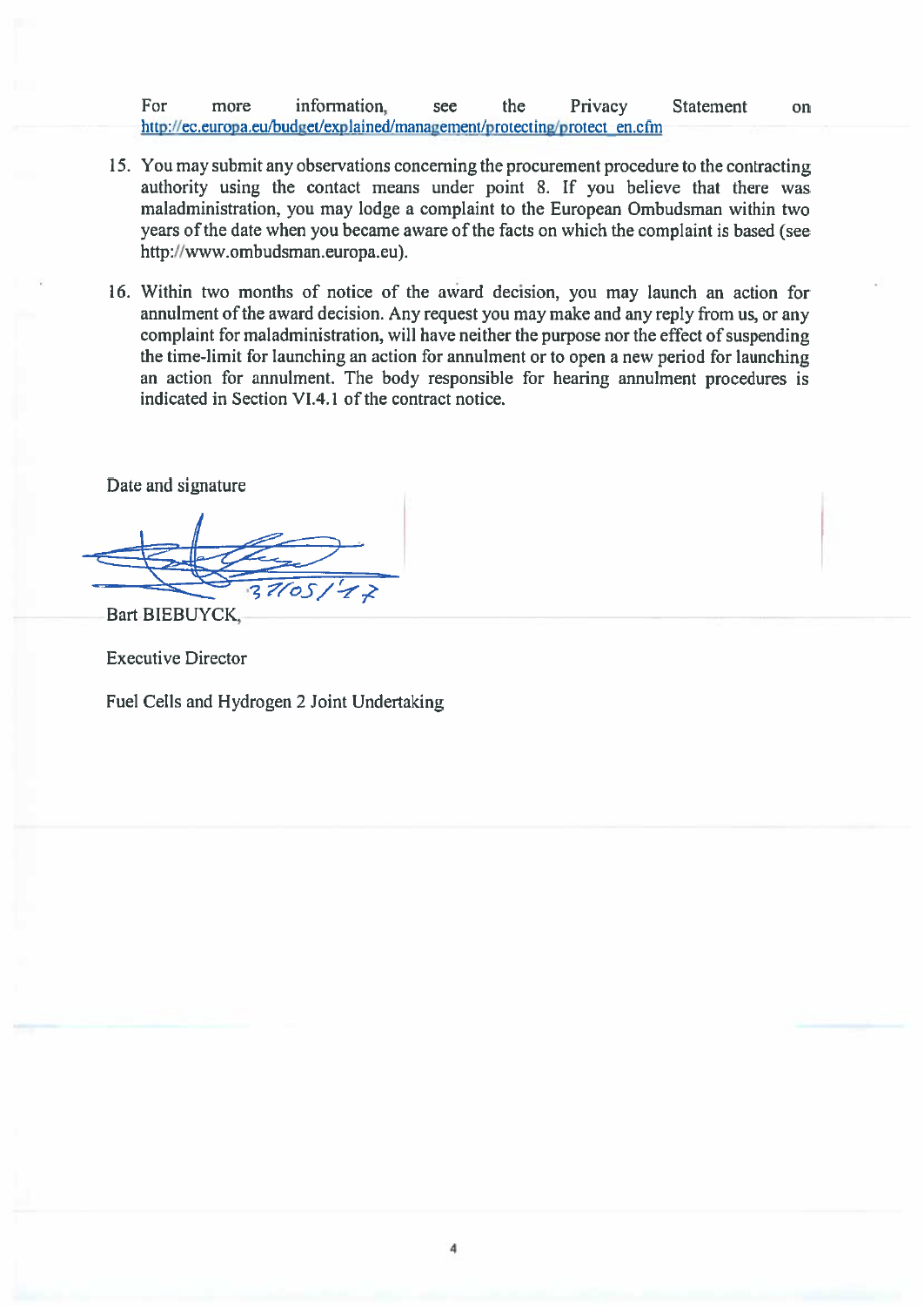For more information, see the Privacy Statement on http://ec.europa.eu/budget/explained/management/protecting/protect_en.cfm

15. You may submit any observations concerning the procurement procedure to the contracting authority using the contact means under point 8. If you believe that there was maladministration, you may lodge a complaint to the European Ombudsman within two years of the date when you became aware of the facts on which the complaint is based (see http://www.ombudsman.europa.eu).

16. Within two months of notice of the award decision, you may launch an action for annulment of the award decision. Any request you may make and any reply from us, or any complaint for maladministration, will have neither the purpose nor the effect of suspending the time-limit for launching an action for annulment or to open a new period for launching an action for annulment. The body responsible for hearing annulment procedures is indicated in Section VI.4.1 of the contract notice.

Date and signature

31/05/17

Bart BIEBUYCK,

Executive Director

Fuel Cells and Hydrogen 2 Joint Undertaking